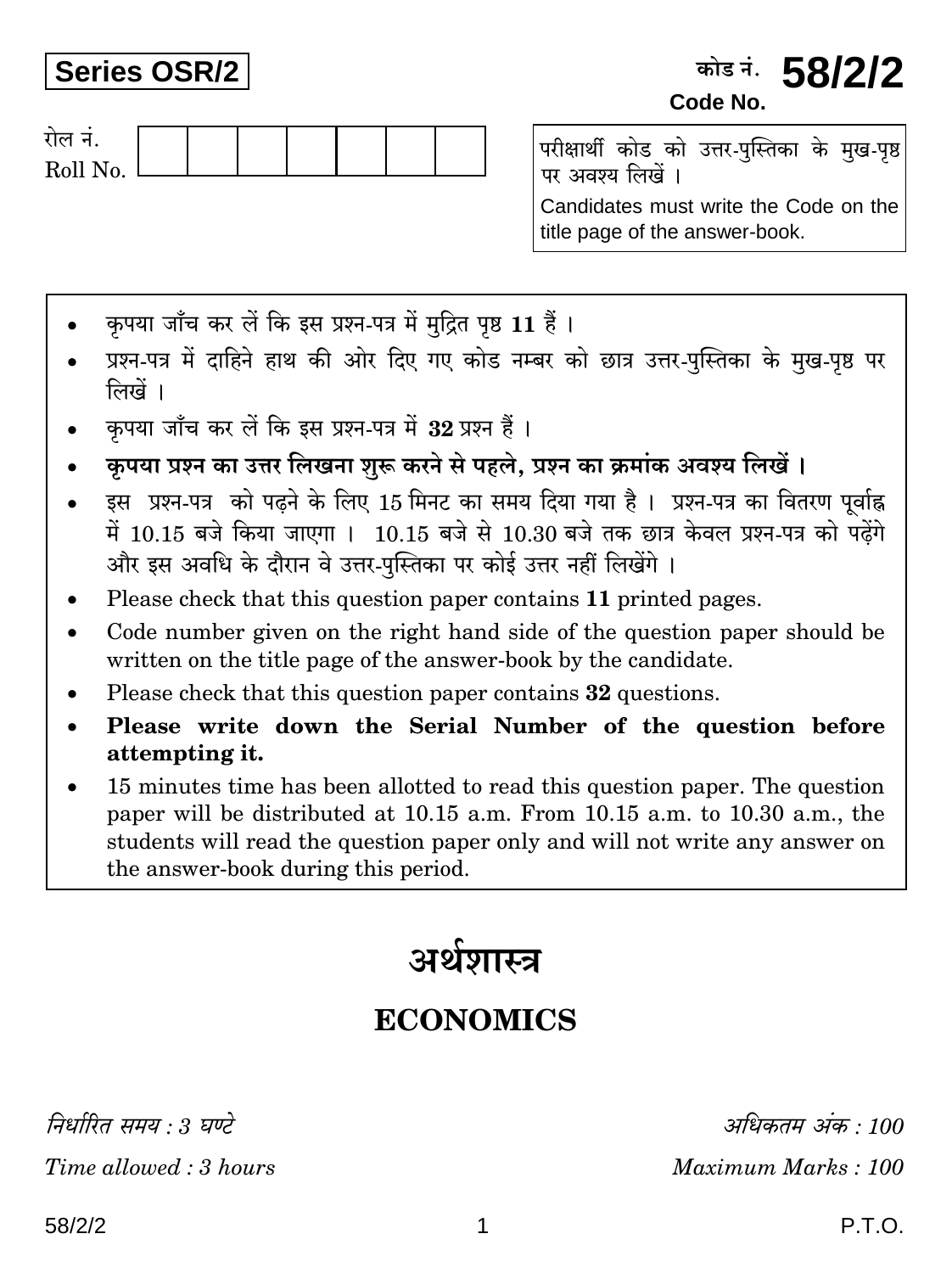**Series OSR/2**

कोड नं. **58/2/2**
**Code No.**

रोल नं.
Roll No.

| | | | | | | |
|---|---|---|---|---|---|---|
| | | | | | | |

परीक्षार्थी कोड को उत्तर-पुस्तिका के मुख-पृष्ठ पर अवश्य लिखें ।

Candidates must write the Code on the title page of the answer-book.

- कृपया जाँच कर लें कि इस प्रश्न-पत्र में मुद्रित पृष्ठ **11** हैं ।
- प्रश्न-पत्र में दाहिने हाथ की ओर दिए गए कोड नम्बर को छात्र उत्तर-पुस्तिका के मुख-पृष्ठ पर लिखें ।
- कृपया जाँच कर लें कि इस प्रश्न-पत्र में **32** प्रश्न हैं ।
- **कृपया प्रश्न का उत्तर लिखना शुरू करने से पहले, प्रश्न का क्रमांक अवश्य लिखें ।**
- इस प्रश्न-पत्र को पढ़ने के लिए 15 मिनट का समय दिया गया है । प्रश्न-पत्र का वितरण पूर्वाह्न में 10.15 बजे किया जाएगा । 10.15 बजे से 10.30 बजे तक छात्र केवल प्रश्न-पत्र को पढ़ेंगे और इस अवधि के दौरान वे उत्तर-पुस्तिका पर कोई उत्तर नहीं लिखेंगे ।
- Please check that this question paper contains **11** printed pages.
- Code number given on the right hand side of the question paper should be written on the title page of the answer-book by the candidate.
- Please check that this question paper contains **32** questions.
- **Please write down the Serial Number of the question before attempting it.**
- 15 minutes time has been allotted to read this question paper. The question paper will be distributed at 10.15 a.m. From 10.15 a.m. to 10.30 a.m., the students will read the question paper only and will not write any answer on the answer-book during this period.

# अर्थशास्त्र

# ECONOMICS

*निर्धारित समय : 3 घण्टे* | *अधिकतम अंक : 100*

*Time allowed : 3 hours* | *Maximum Marks : 100*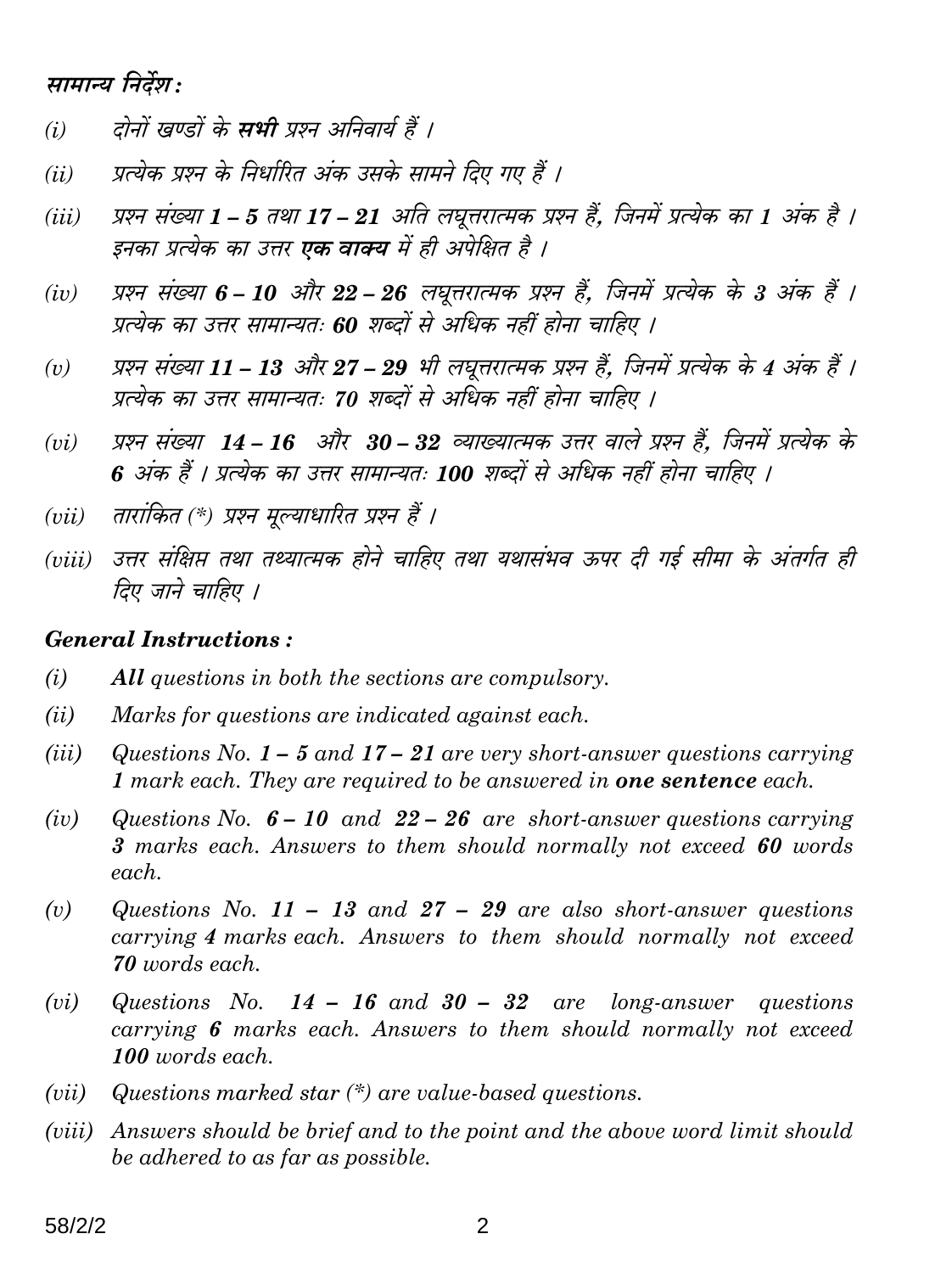### सामान्य निर्देश :

*(i)* दोनों खण्डों के **सभी** प्रश्न अनिवार्य हैं ।

*(ii)* प्रत्येक प्रश्न के निर्धारित अंक उसके सामने दिए गए हैं ।

*(iii)* प्रश्न संख्या **1 – 5** तथा **17 – 21** अति लघूत्तरात्मक प्रश्न हैं, जिनमें प्रत्येक का **1** अंक है । इनका प्रत्येक का उत्तर **एक वाक्य** में ही अपेक्षित है ।

*(iv)* प्रश्न संख्या **6 – 10** और **22 – 26** लघूत्तरात्मक प्रश्न हैं, जिनमें प्रत्येक के **3** अंक हैं । प्रत्येक का उत्तर सामान्यतः **60** शब्दों से अधिक नहीं होना चाहिए ।

*(v)* प्रश्न संख्या **11 – 13** और **27 – 29** भी लघूत्तरात्मक प्रश्न हैं, जिनमें प्रत्येक के **4** अंक हैं । प्रत्येक का उत्तर सामान्यतः **70** शब्दों से अधिक नहीं होना चाहिए ।

*(vi)* प्रश्न संख्या **14 – 16** और **30 – 32** व्याख्यात्मक उत्तर वाले प्रश्न हैं, जिनमें प्रत्येक के **6** अंक हैं । प्रत्येक का उत्तर सामान्यतः **100** शब्दों से अधिक नहीं होना चाहिए ।

*(vii)* तारांकित (*) प्रश्न मूल्याधारित प्रश्न हैं ।

*(viii)* उत्तर संक्षिप्त तथा तथ्यात्मक होने चाहिए तथा यथासंभव ऊपर दी गई सीमा के अंतर्गत ही दिए जाने चाहिए ।

### General Instructions :

*(i)* **All** questions in both the sections are compulsory.

*(ii)* Marks for questions are indicated against each.

*(iii)* Questions No. **1 – 5** and **17 – 21** are very short-answer questions carrying **1** mark each. They are required to be answered in **one sentence** each.

*(iv)* Questions No. **6 – 10** and **22 – 26** are short-answer questions carrying **3** marks each. Answers to them should normally not exceed **60** words each.

*(v)* Questions No. **11 – 13** and **27 – 29** are also short-answer questions carrying **4** marks each. Answers to them should normally not exceed **70** words each.

*(vi)* Questions No. **14 – 16** and **30 – 32** are long-answer questions carrying **6** marks each. Answers to them should normally not exceed **100** words each.

*(vii)* Questions marked star (*) are value-based questions.

*(viii)* Answers should be brief and to the point and the above word limit should be adhered to as far as possible.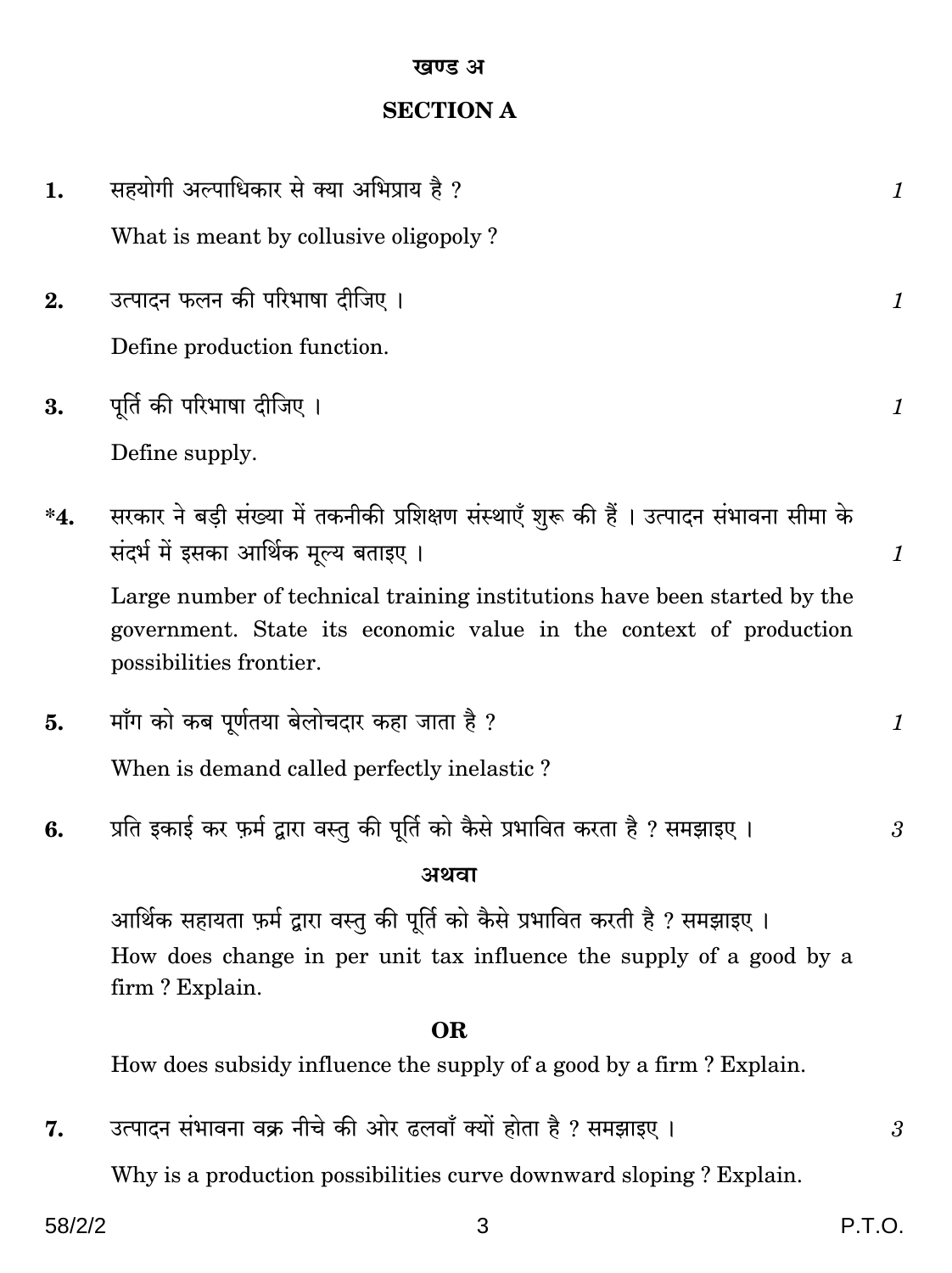## खण्ड अ

## SECTION A

**1.** सहयोगी अल्पाधिकार से क्या अभिप्राय है ? *1*

What is meant by collusive oligopoly ?

**2.** उत्पादन फलन की परिभाषा दीजिए । *1*

Define production function.

**3.** पूर्ति की परिभाषा दीजिए । *1*

Define supply.

**\*4.** सरकार ने बड़ी संख्या में तकनीकी प्रशिक्षण संस्थाएँ शुरू की हैं । उत्पादन संभावना सीमा के संदर्भ में इसका आर्थिक मूल्य बताइए । *1*

Large number of technical training institutions have been started by the government. State its economic value in the context of production possibilities frontier.

**5.** माँग को कब पूर्णतया बेलोचदार कहा जाता है ? *1*

When is demand called perfectly inelastic ?

**6.** प्रति इकाई कर फ़र्म द्वारा वस्तु की पूर्ति को कैसे प्रभावित करता है ? समझाइए । *3*

**अथवा**

आर्थिक सहायता फ़र्म द्वारा वस्तु की पूर्ति को कैसे प्रभावित करती है ? समझाइए ।

How does change in per unit tax influence the supply of a good by a firm ? Explain.

**OR**

How does subsidy influence the supply of a good by a firm ? Explain.

**7.** उत्पादन संभावना वक्र नीचे की ओर ढलवाँ क्यों होता है ? समझाइए । *3*

Why is a production possibilities curve downward sloping ? Explain.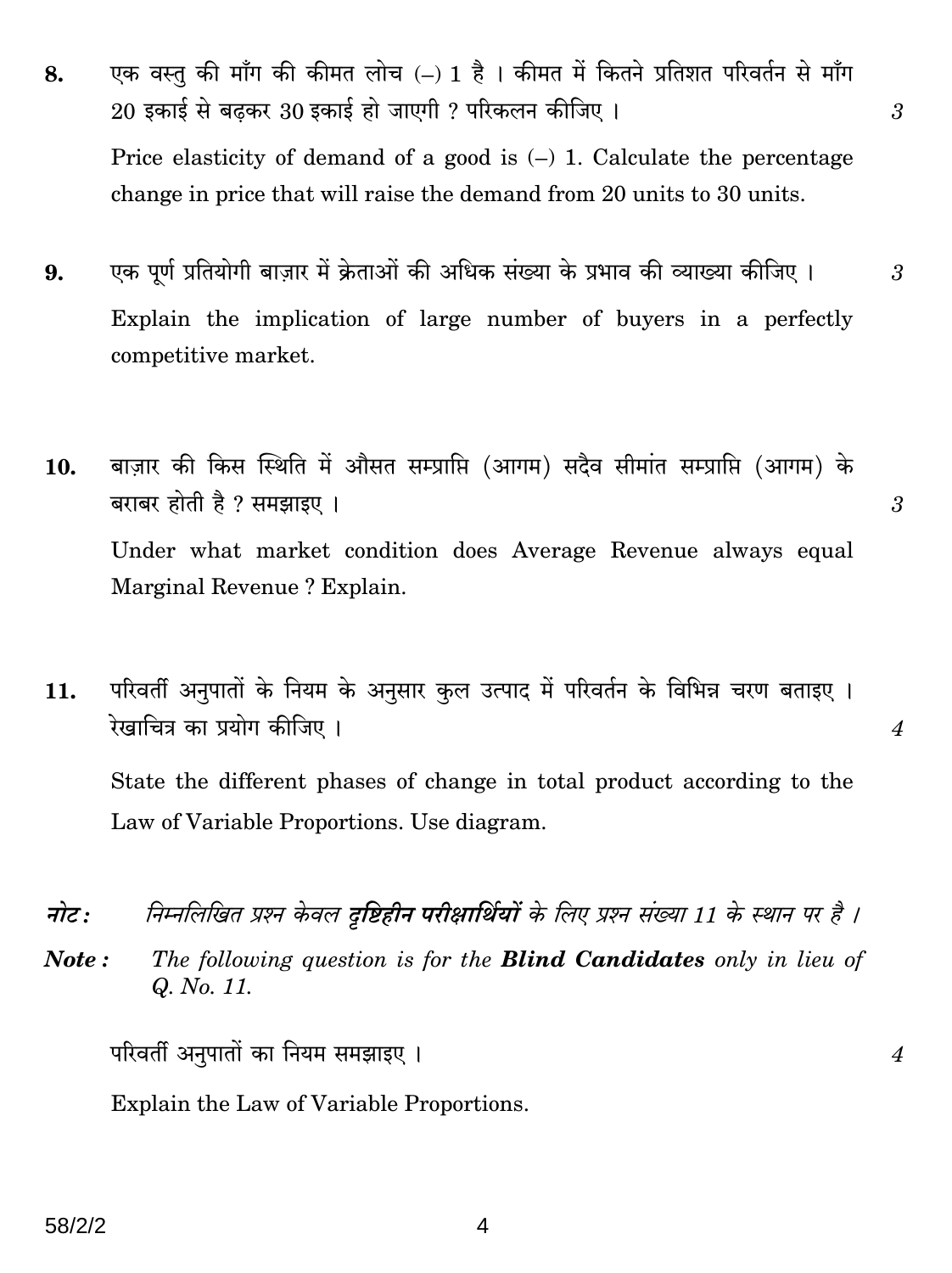8. एक वस्तु की माँग की कीमत लोच (–) 1 है । कीमत में कितने प्रतिशत परिवर्तन से माँग 20 इकाई से बढ़कर 30 इकाई हो जाएगी ? परिकलन कीजिए । 3

   Price elasticity of demand of a good is (–) 1. Calculate the percentage change in price that will raise the demand from 20 units to 30 units.

9. एक पूर्ण प्रतियोगी बाज़ार में क्रेताओं की अधिक संख्या के प्रभाव की व्याख्या कीजिए । 3

   Explain the implication of large number of buyers in a perfectly competitive market.

10. बाज़ार की किस स्थिति में औसत सम्प्राप्ति (आगम) सदैव सीमांत सम्प्राप्ति (आगम) के बराबर होती है ? समझाइए । 3

    Under what market condition does Average Revenue always equal Marginal Revenue ? Explain.

11. परिवर्ती अनुपातों के नियम के अनुसार कुल उत्पाद में परिवर्तन के विभिन्न चरण बताइए । रेखाचित्र का प्रयोग कीजिए । 4

    State the different phases of change in total product according to the Law of Variable Proportions. Use diagram.

*नोट : निम्नलिखित प्रश्न केवल **दृष्टिहीन परीक्षार्थियों** के लिए प्रश्न संख्या 11 के स्थान पर है ।*

***Note :** The following question is for the **Blind Candidates** only in lieu of Q. No. 11.*

परिवर्ती अनुपातों का नियम समझाइए । 4

Explain the Law of Variable Proportions.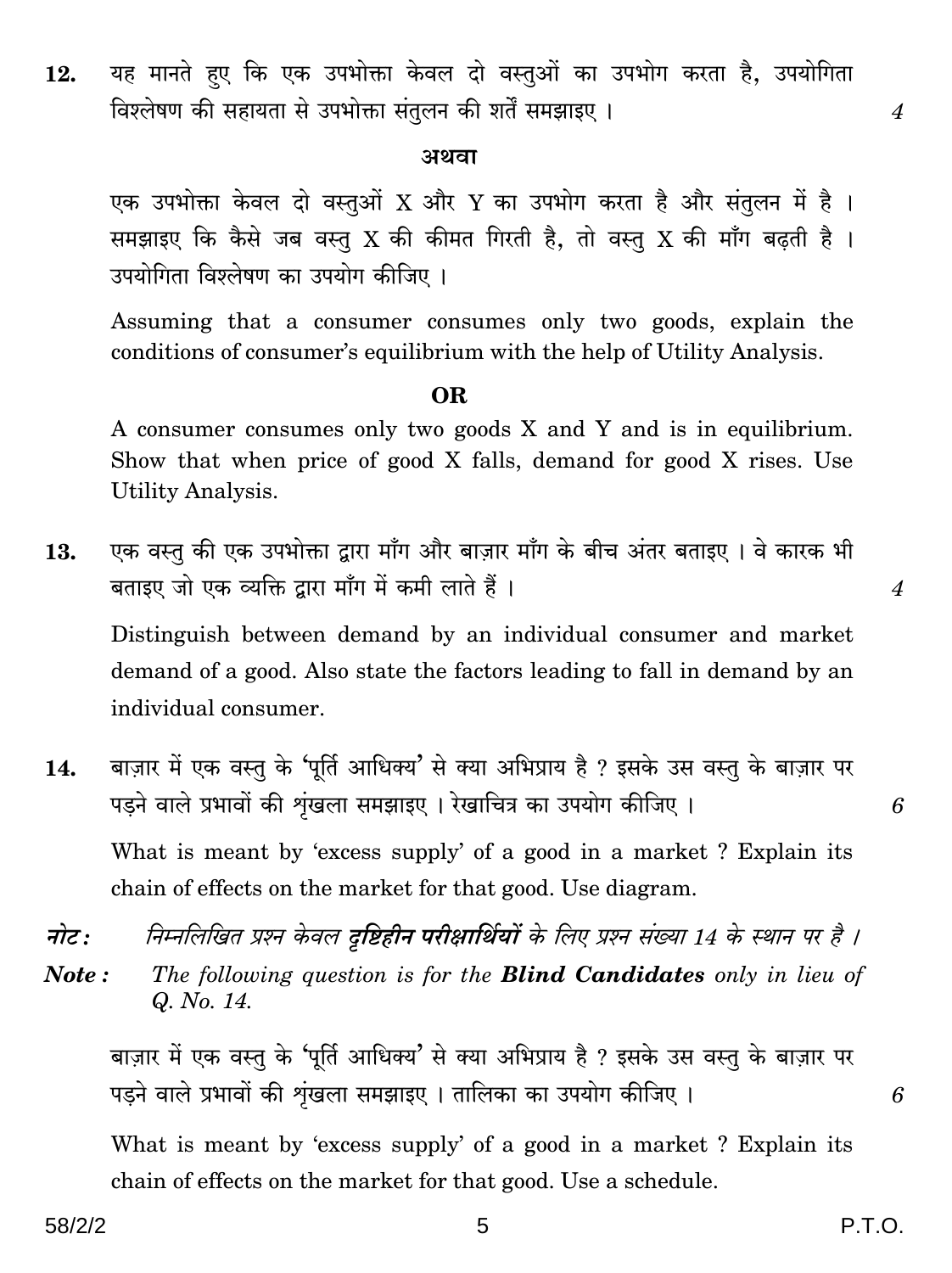**12.** यह मानते हुए कि एक उपभोक्ता केवल दो वस्तुओं का उपभोग करता है, उपयोगिता विश्लेषण की सहायता से उपभोक्ता संतुलन की शर्तें समझाइए । *4*

**अथवा**

एक उपभोक्ता केवल दो वस्तुओं X और Y का उपभोग करता है और संतुलन में है । समझाइए कि कैसे जब वस्तु X की कीमत गिरती है, तो वस्तु X की माँग बढ़ती है । उपयोगिता विश्लेषण का उपयोग कीजिए ।

Assuming that a consumer consumes only two goods, explain the conditions of consumer's equilibrium with the help of Utility Analysis.

**OR**

A consumer consumes only two goods X and Y and is in equilibrium. Show that when price of good X falls, demand for good X rises. Use Utility Analysis.

**13.** एक वस्तु की एक उपभोक्ता द्वारा माँग और बाज़ार माँग के बीच अंतर बताइए । वे कारक भी बताइए जो एक व्यक्ति द्वारा माँग में कमी लाते हैं । *4*

Distinguish between demand by an individual consumer and market demand of a good. Also state the factors leading to fall in demand by an individual consumer.

**14.** बाज़ार में एक वस्तु के 'पूर्ति आधिक्य' से क्या अभिप्राय है ? इसके उस वस्तु के बाज़ार पर पड़ने वाले प्रभावों की शृंखला समझाइए । रेखाचित्र का उपयोग कीजिए । *6*

What is meant by 'excess supply' of a good in a market ? Explain its chain of effects on the market for that good. Use diagram.

*नोट : निम्नलिखित प्रश्न केवल **दृष्टिहीन परीक्षार्थियों** के लिए प्रश्न संख्या 14 के स्थान पर है ।*

***Note :** The following question is for the **Blind Candidates** only in lieu of Q. No. 14.*

बाज़ार में एक वस्तु के 'पूर्ति आधिक्य' से क्या अभिप्राय है ? इसके उस वस्तु के बाज़ार पर पड़ने वाले प्रभावों की शृंखला समझाइए । तालिका का उपयोग कीजिए । *6*

What is meant by 'excess supply' of a good in a market ? Explain its chain of effects on the market for that good. Use a schedule.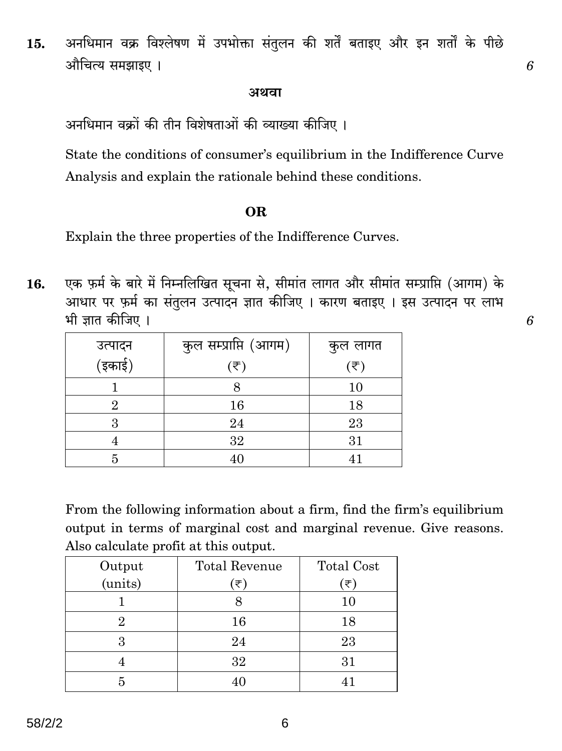15. अनधिमान वक्र विश्लेषण में उपभोक्ता संतुलन की शर्तें बताइए और इन शर्तों के पीछे औचित्य समझाइए । *6*

**अथवा**

अनधिमान वक्रों की तीन विशेषताओं की व्याख्या कीजिए ।

State the conditions of consumer's equilibrium in the Indifference Curve Analysis and explain the rationale behind these conditions.

**OR**

Explain the three properties of the Indifference Curves.

16. एक फ़र्म के बारे में निम्नलिखित सूचना से, सीमांत लागत और सीमांत सम्प्राप्ति (आगम) के आधार पर फ़र्म का संतुलन उत्पादन ज्ञात कीजिए । कारण बताइए । इस उत्पादन पर लाभ भी ज्ञात कीजिए । *6*

| उत्पादन (इकाई) | कुल सम्प्राप्ति (आगम) (₹) | कुल लागत (₹) |
|---|---|---|
| 1 | 8 | 10 |
| 2 | 16 | 18 |
| 3 | 24 | 23 |
| 4 | 32 | 31 |
| 5 | 40 | 41 |

From the following information about a firm, find the firm's equilibrium output in terms of marginal cost and marginal revenue. Give reasons. Also calculate profit at this output.

| Output (units) | Total Revenue (₹) | Total Cost (₹) |
|---|---|---|
| 1 | 8 | 10 |
| 2 | 16 | 18 |
| 3 | 24 | 23 |
| 4 | 32 | 31 |
| 5 | 40 | 41 |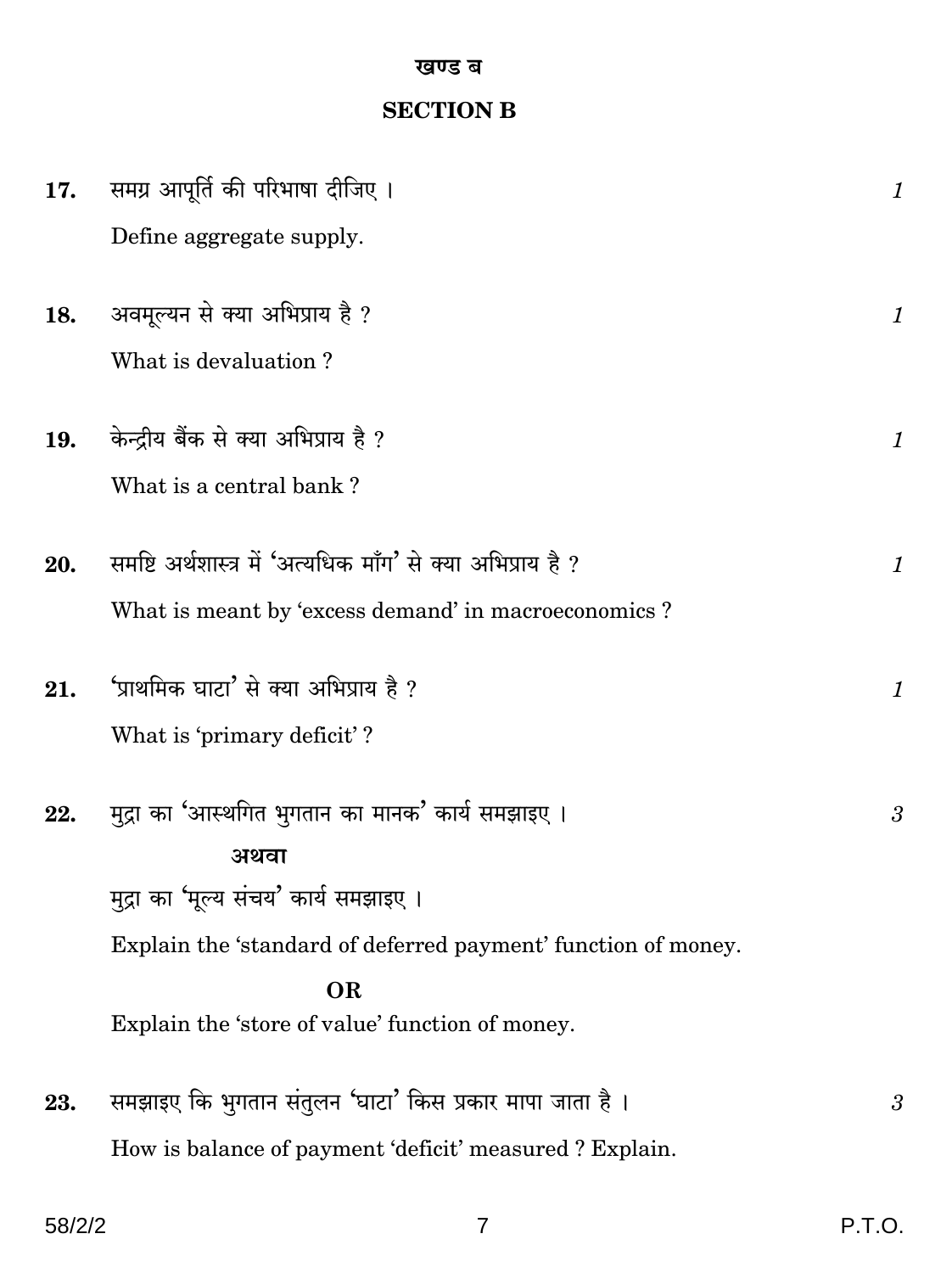## खण्ड ब

## SECTION B

**17.** समग्र आपूर्ति की परिभाषा दीजिए । *1*

Define aggregate supply.

**18.** अवमूल्यन से क्या अभिप्राय है ? *1*

What is devaluation ?

**19.** केन्द्रीय बैंक से क्या अभिप्राय है ? *1*

What is a central bank ?

**20.** समष्टि अर्थशास्त्र में 'अत्यधिक माँग' से क्या अभिप्राय है ? *1*

What is meant by 'excess demand' in macroeconomics ?

**21.** 'प्राथमिक घाटा' से क्या अभिप्राय है ? *1*

What is 'primary deficit' ?

**22.** मुद्रा का 'आस्थगित भुगतान का मानक' कार्य समझाइए । *3*

**अथवा**

मुद्रा का 'मूल्य संचय' कार्य समझाइए ।

Explain the 'standard of deferred payment' function of money.

**OR**

Explain the 'store of value' function of money.

**23.** समझाइए कि भुगतान संतुलन 'घाटा' किस प्रकार मापा जाता है । *3*

How is balance of payment 'deficit' measured ? Explain.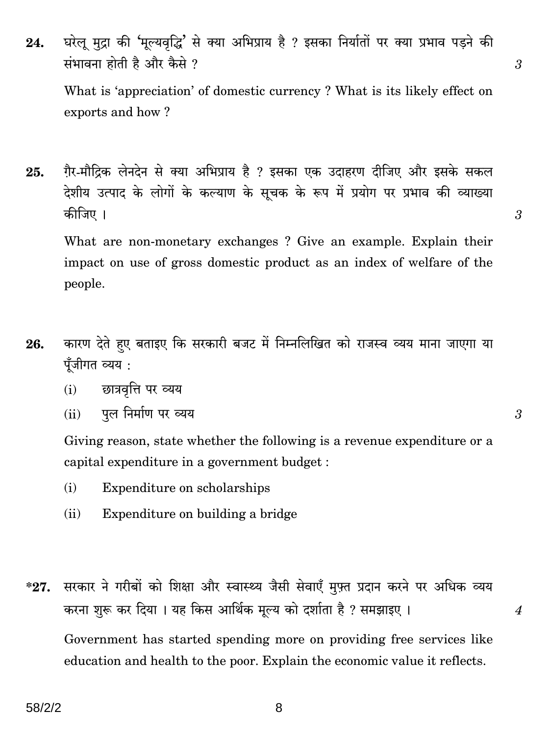24. घरेलू मुद्रा की 'मूल्यवृद्धि' से क्या अभिप्राय है ? इसका निर्यातों पर क्या प्रभाव पड़ने की संभावना होती है और कैसे ? *3*

What is 'appreciation' of domestic currency ? What is its likely effect on exports and how ?

25. ग़ैर-मौद्रिक लेनदेन से क्या अभिप्राय है ? इसका एक उदाहरण दीजिए और इसके सकल देशीय उत्पाद के लोगों के कल्याण के सूचक के रूप में प्रयोग पर प्रभाव की व्याख्या कीजिए । *3*

What are non-monetary exchanges ? Give an example. Explain their impact on use of gross domestic product as an index of welfare of the people.

26. कारण देते हुए बताइए कि सरकारी बजट में निम्नलिखित को राजस्व व्यय माना जाएगा या पूँजीगत व्यय : *3*

    (i) छात्रवृत्ति पर व्यय

    (ii) पुल निर्माण पर व्यय

Giving reason, state whether the following is a revenue expenditure or a capital expenditure in a government budget :

    (i) Expenditure on scholarships

    (ii) Expenditure on building a bridge

*27. सरकार ने गरीबों को शिक्षा और स्वास्थ्य जैसी सेवाएँ मुफ़्त प्रदान करने पर अधिक व्यय करना शुरू कर दिया । यह किस आर्थिक मूल्य को दर्शाता है ? समझाइए । *4*

Government has started spending more on providing free services like education and health to the poor. Explain the economic value it reflects.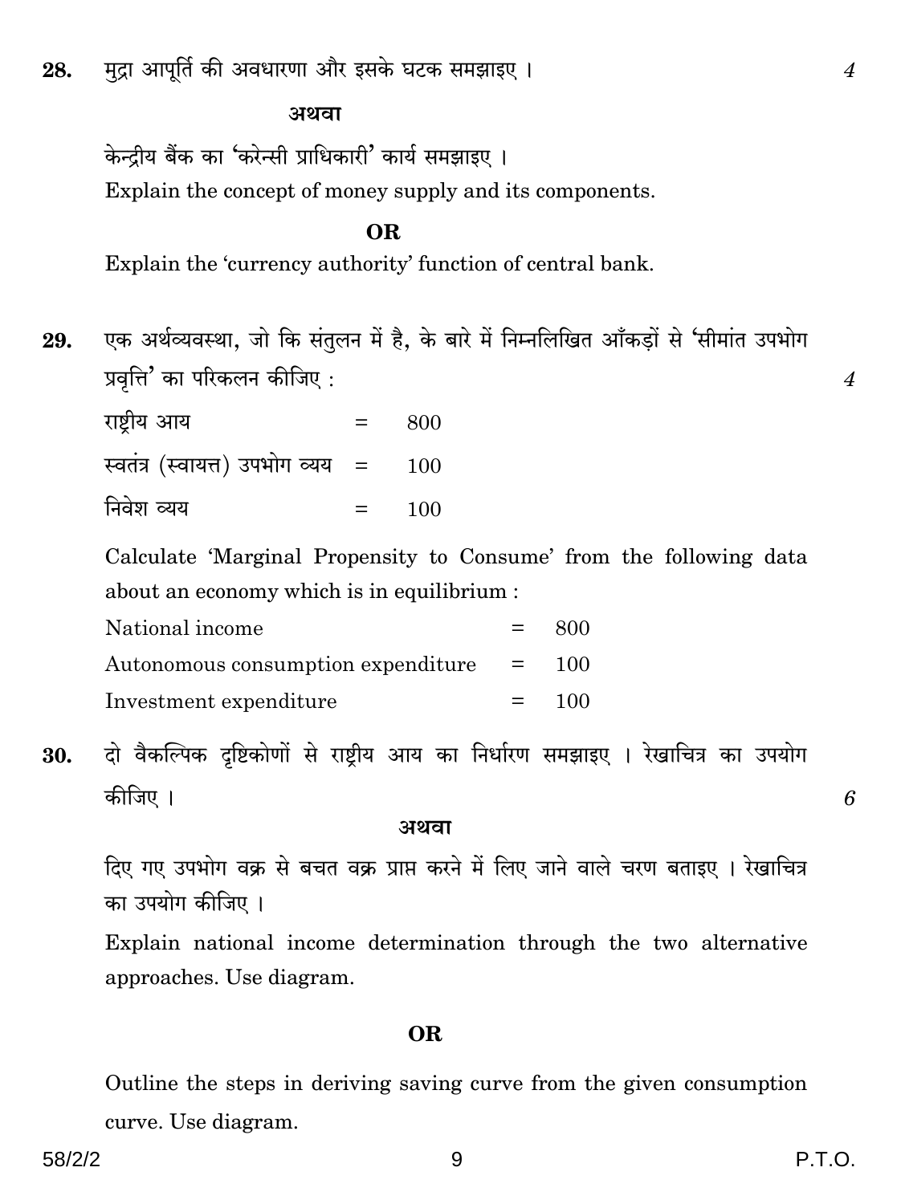**28.** मुद्रा आपूर्ति की अवधारणा और इसके घटक समझाइए । **4**

**अथवा**

केन्द्रीय बैंक का 'करेन्सी प्राधिकारी' कार्य समझाइए ।

Explain the concept of money supply and its components.

**OR**

Explain the 'currency authority' function of central bank.

**29.** एक अर्थव्यवस्था, जो कि संतुलन में है, के बारे में निम्नलिखित आँकड़ों से 'सीमांत उपभोग प्रवृत्ति' का परिकलन कीजिए : **4**

| | | |
|---|---|---|
| राष्ट्रीय आय | = | 800 |
| स्वतंत्र (स्वायत्त) उपभोग व्यय | = | 100 |
| निवेश व्यय | = | 100 |

Calculate 'Marginal Propensity to Consume' from the following data about an economy which is in equilibrium :

| | | |
|---|---|---|
| National income | = | 800 |
| Autonomous consumption expenditure | = | 100 |
| Investment expenditure | = | 100 |

**30.** दो वैकल्पिक दृष्टिकोणों से राष्ट्रीय आय का निर्धारण समझाइए । रेखाचित्र का उपयोग कीजिए । **6**

**अथवा**

दिए गए उपभोग वक्र से बचत वक्र प्राप्त करने में लिए जाने वाले चरण बताइए । रेखाचित्र का उपयोग कीजिए ।

Explain national income determination through the two alternative approaches. Use diagram.

**OR**

Outline the steps in deriving saving curve from the given consumption curve. Use diagram.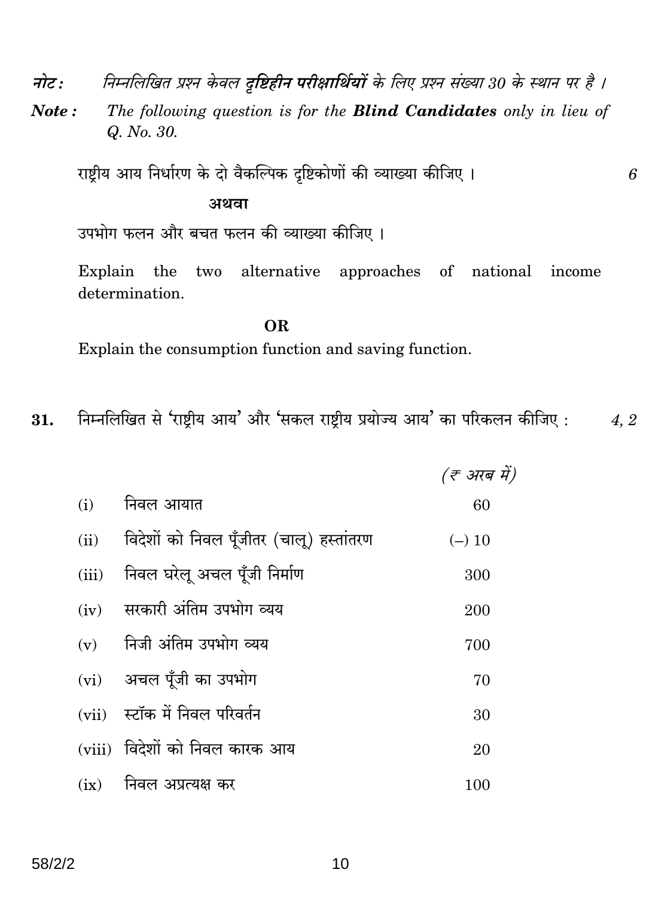**नोट :** *निम्नलिखित प्रश्न केवल **दृष्टिहीन परीक्षार्थियों** के लिए प्रश्न संख्या 30 के स्थान पर है ।*

**Note :** *The following question is for the **Blind Candidates** only in lieu of Q. No. 30.*

राष्ट्रीय आय निर्धारण के दो वैकल्पिक दृष्टिकोणों की व्याख्या कीजिए । 6

**अथवा**

उपभोग फलन और बचत फलन की व्याख्या कीजिए ।

Explain the two alternative approaches of national income determination.

**OR**

Explain the consumption function and saving function.

**31.** निम्नलिखित से 'राष्ट्रीय आय' और 'सकल राष्ट्रीय प्रयोज्य आय' का परिकलन कीजिए : 4, 2

| | | *(₹ अरब में)* |
|---|---|---|
| (i) | निवल आयात | 60 |
| (ii) | विदेशों को निवल पूँजीतर (चालू) हस्तांतरण | (–) 10 |
| (iii) | निवल घरेलू अचल पूँजी निर्माण | 300 |
| (iv) | सरकारी अंतिम उपभोग व्यय | 200 |
| (v) | निजी अंतिम उपभोग व्यय | 700 |
| (vi) | अचल पूँजी का उपभोग | 70 |
| (vii) | स्टॉक में निवल परिवर्तन | 30 |
| (viii) | विदेशों को निवल कारक आय | 20 |
| (ix) | निवल अप्रत्यक्ष कर | 100 |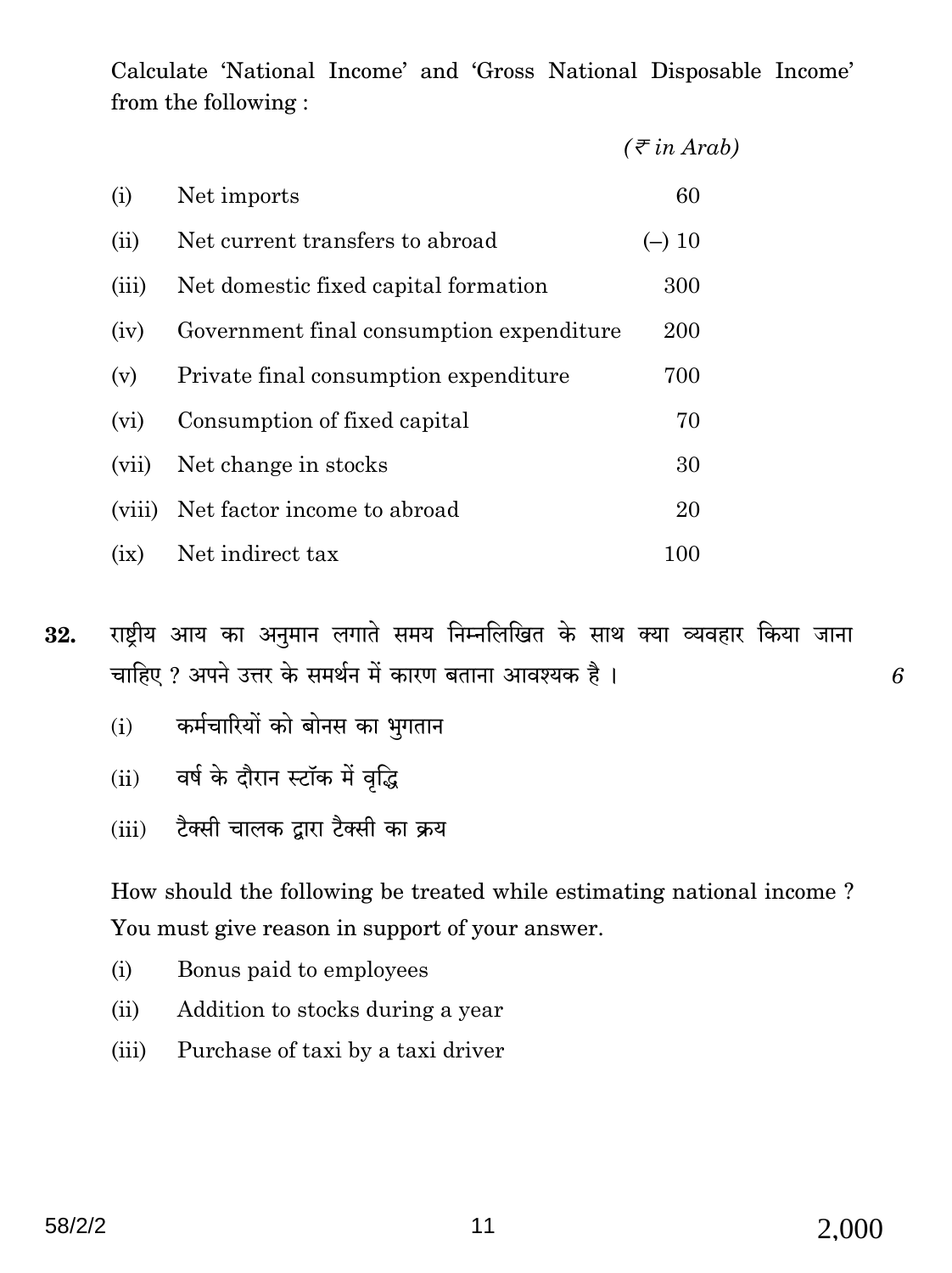Calculate 'National Income' and 'Gross National Disposable Income' from the following :

*(₹ in Arab)*

| | | |
|---|---|---|
| (i) | Net imports | 60 |
| (ii) | Net current transfers to abroad | (–) 10 |
| (iii) | Net domestic fixed capital formation | 300 |
| (iv) | Government final consumption expenditure | 200 |
| (v) | Private final consumption expenditure | 700 |
| (vi) | Consumption of fixed capital | 70 |
| (vii) | Net change in stocks | 30 |
| (viii) | Net factor income to abroad | 20 |
| (ix) | Net indirect tax | 100 |

**32.** राष्ट्रीय आय का अनुमान लगाते समय निम्नलिखित के साथ क्या व्यवहार किया जाना चाहिए ? अपने उत्तर के समर्थन में कारण बताना आवश्यक है । *6*

(i) कर्मचारियों को बोनस का भुगतान

(ii) वर्ष के दौरान स्टॉक में वृद्धि

(iii) टैक्सी चालक द्वारा टैक्सी का क्रय

How should the following be treated while estimating national income ? You must give reason in support of your answer.

(i) Bonus paid to employees

(ii) Addition to stocks during a year

(iii) Purchase of taxi by a taxi driver